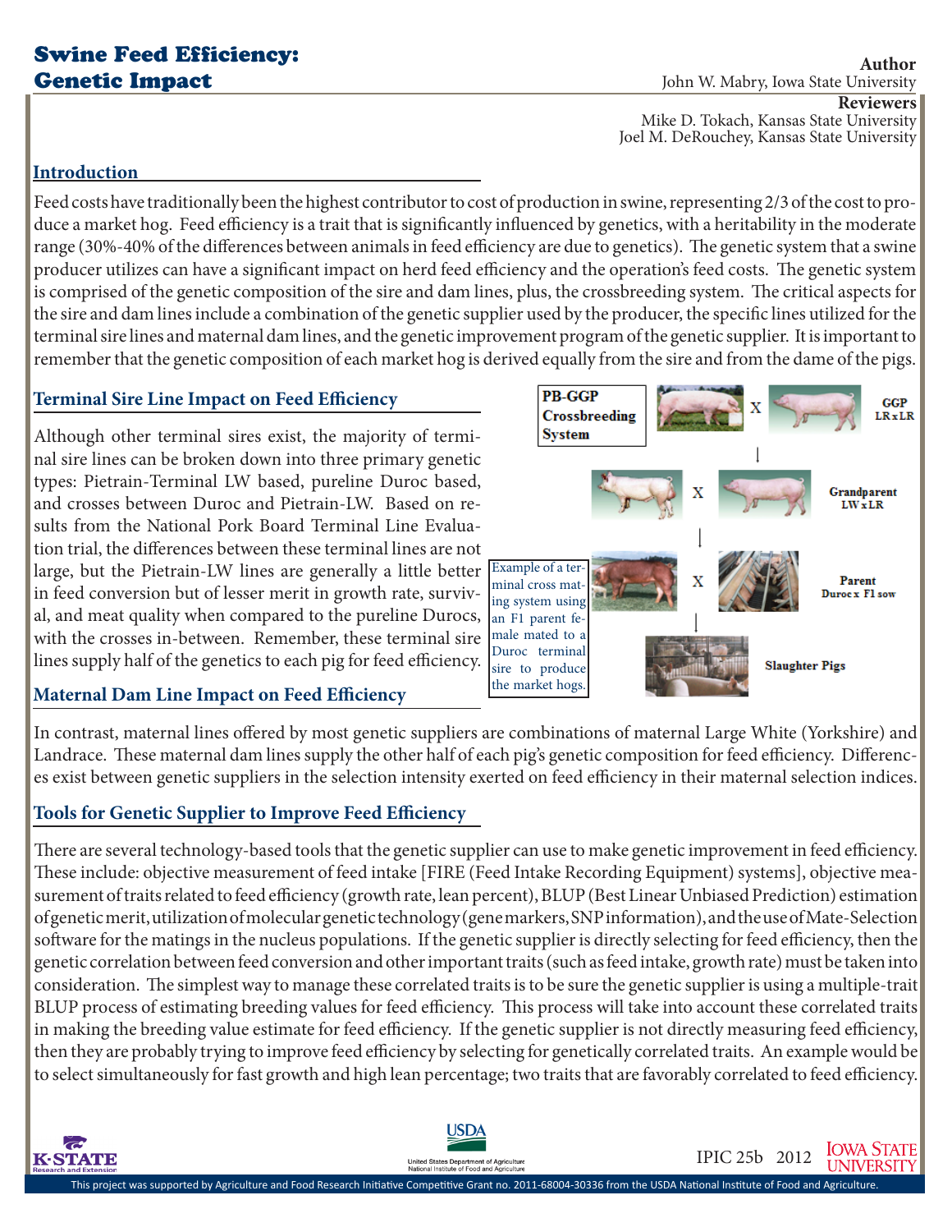# Swine Feed Efficiency: Genetic Impact

**Author**
John W. Mabry, Iowa State University

**Reviewers**
Mike D. Tokach, Kansas State University
Joel M. DeRouchey, Kansas State University

## Introduction

Feed costs have traditionally been the highest contributor to cost of production in swine, representing 2/3 of the cost to produce a market hog. Feed efficiency is a trait that is significantly influenced by genetics, with a heritability in the moderate range (30%-40% of the differences between animals in feed efficiency are due to genetics). The genetic system that a swine producer utilizes can have a significant impact on herd feed efficiency and the operation's feed costs. The genetic system is comprised of the genetic composition of the sire and dam lines, plus, the crossbreeding system. The critical aspects for the sire and dam lines include a combination of the genetic supplier used by the producer, the specific lines utilized for the terminal sire lines and maternal dam lines, and the genetic improvement program of the genetic supplier. It is important to remember that the genetic composition of each market hog is derived equally from the sire and from the dame of the pigs.

## Terminal Sire Line Impact on Feed Efficiency

Although other terminal sires exist, the majority of terminal sire lines can be broken down into three primary genetic types: Pietrain-Terminal LW based, pureline Duroc based, and crosses between Duroc and Pietrain-LW. Based on results from the National Pork Board Terminal Line Evaluation trial, the differences between these terminal lines are not large, but the Pietrain-LW lines are generally a little better in feed conversion but of lesser merit in growth rate, survival, and meat quality when compared to the pureline Durocs, with the crosses in-between. Remember, these terminal sire lines supply half of the genetics to each pig for feed efficiency.

**PB-GGP Crossbreeding System**

- GGP: LR x LR
- Grandparent: LW x LR
- Parent: Duroc x F1 sow
- Slaughter Pigs

Example of a terminal cross mating system using an F1 parent female mated to a Duroc terminal sire to produce the market hogs.

## Maternal Dam Line Impact on Feed Efficiency

In contrast, maternal lines offered by most genetic suppliers are combinations of maternal Large White (Yorkshire) and Landrace. These maternal dam lines supply the other half of each pig's genetic composition for feed efficiency. Differences exist between genetic suppliers in the selection intensity exerted on feed efficiency in their maternal selection indices.

## Tools for Genetic Supplier to Improve Feed Efficiency

There are several technology-based tools that the genetic supplier can use to make genetic improvement in feed efficiency. These include: objective measurement of feed intake [FIRE (Feed Intake Recording Equipment) systems], objective measurement of traits related to feed efficiency (growth rate, lean percent), BLUP (Best Linear Unbiased Prediction) estimation of genetic merit, utilization of molecular genetic technology (gene markers, SNP information), and the use of Mate-Selection software for the matings in the nucleus populations. If the genetic supplier is directly selecting for feed efficiency, then the genetic correlation between feed conversion and other important traits (such as feed intake, growth rate) must be taken into consideration. The simplest way to manage these correlated traits is to be sure the genetic supplier is using a multiple-trait BLUP process of estimating breeding values for feed efficiency. This process will take into account these correlated traits in making the breeding value estimate for feed efficiency. If the genetic supplier is not directly measuring feed efficiency, then they are probably trying to improve feed efficiency by selecting for genetically correlated traits. An example would be to select simultaneously for fast growth and high lean percentage; two traits that are favorably correlated to feed efficiency.

IPIC 25b 2012

This project was supported by Agriculture and Food Research Initiative Competitive Grant no. 2011-68004-30336 from the USDA National Institute of Food and Agriculture.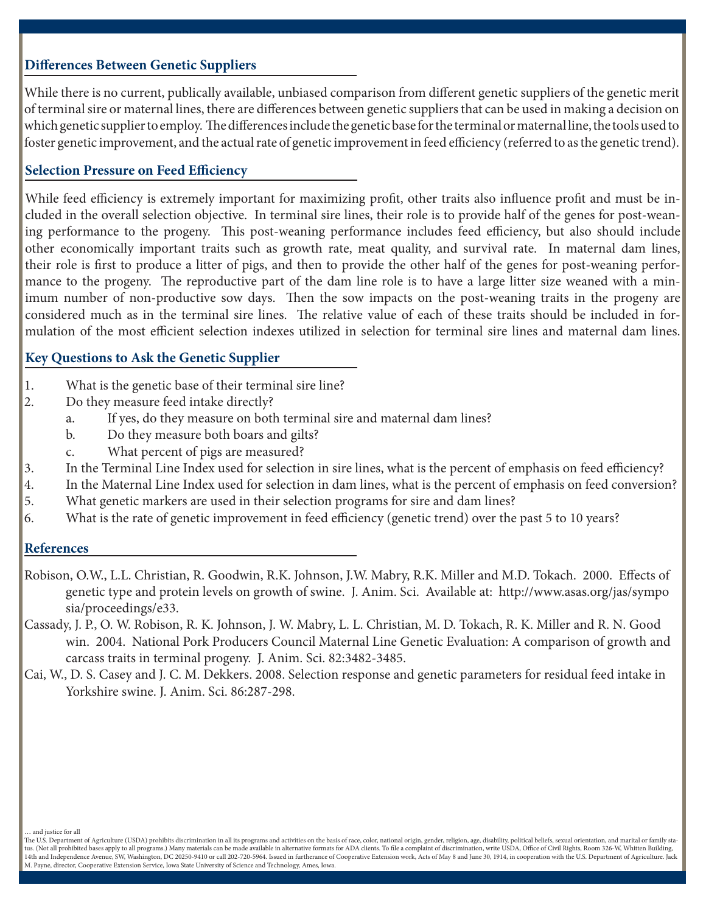## Differences Between Genetic Suppliers

While there is no current, publically available, unbiased comparison from different genetic suppliers of the genetic merit of terminal sire or maternal lines, there are differences between genetic suppliers that can be used in making a decision on which genetic supplier to employ. The differences include the genetic base for the terminal or maternal line, the tools used to foster genetic improvement, and the actual rate of genetic improvement in feed efficiency (referred to as the genetic trend).

## Selection Pressure on Feed Efficiency

While feed efficiency is extremely important for maximizing profit, other traits also influence profit and must be included in the overall selection objective. In terminal sire lines, their role is to provide half of the genes for post-weaning performance to the progeny. This post-weaning performance includes feed efficiency, but also should include other economically important traits such as growth rate, meat quality, and survival rate. In maternal dam lines, their role is first to produce a litter of pigs, and then to provide the other half of the genes for post-weaning performance to the progeny. The reproductive part of the dam line role is to have a large litter size weaned with a minimum number of non-productive sow days. Then the sow impacts on the post-weaning traits in the progeny are considered much as in the terminal sire lines. The relative value of each of these traits should be included in formulation of the most efficient selection indexes utilized in selection for terminal sire lines and maternal dam lines.

## Key Questions to Ask the Genetic Supplier

1. What is the genetic base of their terminal sire line?
2. Do they measure feed intake directly?
   a. If yes, do they measure on both terminal sire and maternal dam lines?
   b. Do they measure both boars and gilts?
   c. What percent of pigs are measured?
3. In the Terminal Line Index used for selection in sire lines, what is the percent of emphasis on feed efficiency?
4. In the Maternal Line Index used for selection in dam lines, what is the percent of emphasis on feed conversion?
5. What genetic markers are used in their selection programs for sire and dam lines?
6. What is the rate of genetic improvement in feed efficiency (genetic trend) over the past 5 to 10 years?

## References

Robison, O.W., L.L. Christian, R. Goodwin, R.K. Johnson, J.W. Mabry, R.K. Miller and M.D. Tokach. 2000. Effects of genetic type and protein levels on growth of swine. J. Anim. Sci. Available at: http://www.asas.org/jas/symposia/proceedings/e33.

Cassady, J. P., O. W. Robison, R. K. Johnson, J. W. Mabry, L. L. Christian, M. D. Tokach, R. K. Miller and R. N. Goodwin. 2004. National Pork Producers Council Maternal Line Genetic Evaluation: A comparison of growth and carcass traits in terminal progeny. J. Anim. Sci. 82:3482-3485.

Cai, W., D. S. Casey and J. C. M. Dekkers. 2008. Selection response and genetic parameters for residual feed intake in Yorkshire swine. J. Anim. Sci. 86:287-298.

… and justice for all
The U.S. Department of Agriculture (USDA) prohibits discrimination in all its programs and activities on the basis of race, color, national origin, gender, religion, age, disability, political beliefs, sexual orientation, and marital or family status. (Not all prohibited bases apply to all programs.) Many materials can be made available in alternative formats for ADA clients. To file a complaint of discrimination, write USDA, Office of Civil Rights, Room 326-W, Whitten Building, 14th and Independence Avenue, SW, Washington, DC 20250-9410 or call 202-720-5964. Issued in furtherance of Cooperative Extension work, Acts of May 8 and June 30, 1914, in cooperation with the U.S. Department of Agriculture. Jack M. Payne, director, Cooperative Extension Service, Iowa State University of Science and Technology, Ames, Iowa.